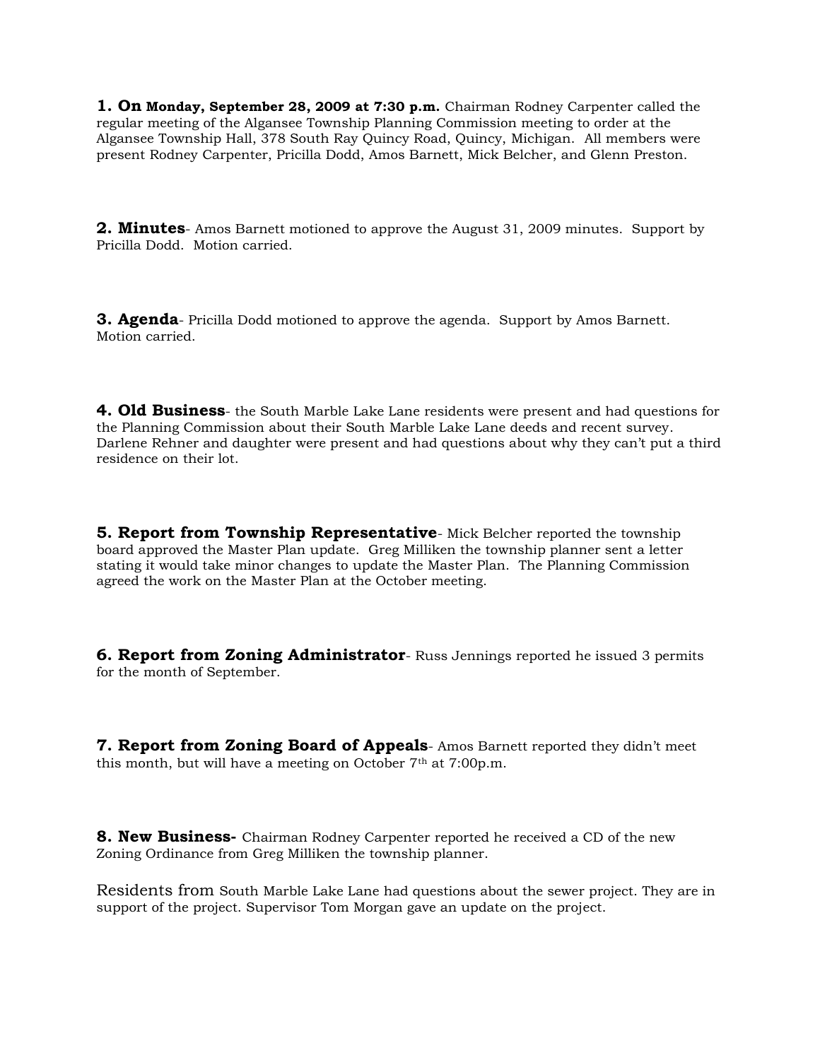**1. On Monday, September 28, 2009 at 7:30 p.m.** Chairman Rodney Carpenter called the regular meeting of the Algansee Township Planning Commission meeting to order at the Algansee Township Hall, 378 South Ray Quincy Road, Quincy, Michigan. All members were present Rodney Carpenter, Pricilla Dodd, Amos Barnett, Mick Belcher, and Glenn Preston.

**2. Minutes**- Amos Barnett motioned to approve the August 31, 2009 minutes. Support by Pricilla Dodd. Motion carried.

**3. Agenda**- Pricilla Dodd motioned to approve the agenda. Support by Amos Barnett. Motion carried.

**4. Old Business**- the South Marble Lake Lane residents were present and had questions for the Planning Commission about their South Marble Lake Lane deeds and recent survey. Darlene Rehner and daughter were present and had questions about why they can't put a third residence on their lot.

**5. Report from Township Representative**- Mick Belcher reported the township board approved the Master Plan update. Greg Milliken the township planner sent a letter stating it would take minor changes to update the Master Plan. The Planning Commission agreed the work on the Master Plan at the October meeting.

**6. Report from Zoning Administrator**- Russ Jennings reported he issued 3 permits for the month of September.

**7. Report from Zoning Board of Appeals**- Amos Barnett reported they didn't meet this month, but will have a meeting on October 7th at 7:00p.m.

**8. New Business-** Chairman Rodney Carpenter reported he received a CD of the new Zoning Ordinance from Greg Milliken the township planner.

Residents from South Marble Lake Lane had questions about the sewer project. They are in support of the project. Supervisor Tom Morgan gave an update on the project.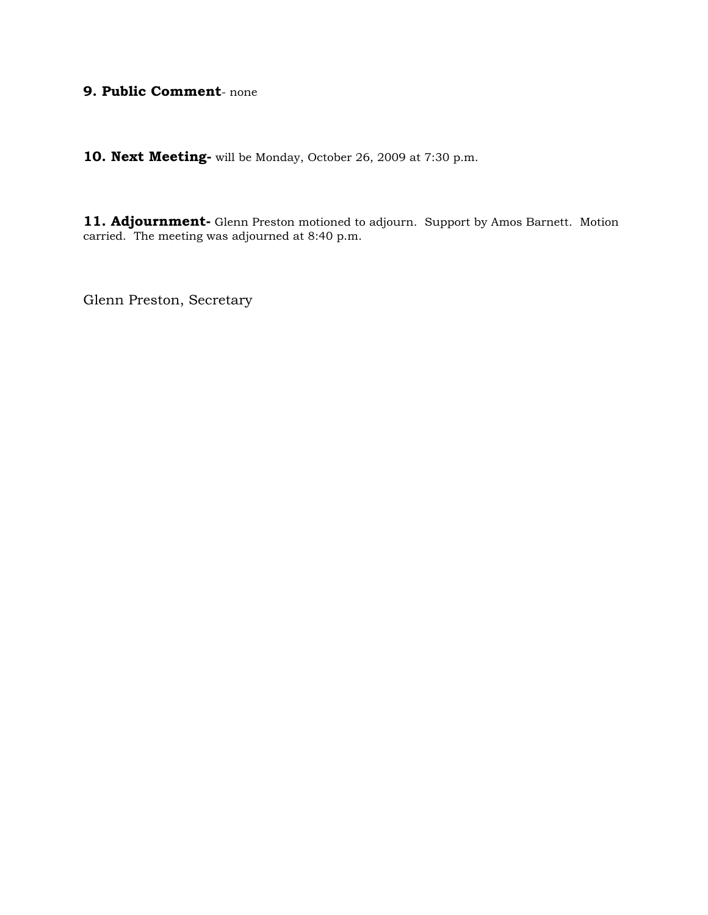**9. Public Comment**- none

**10. Next Meeting-** will be Monday, October 26, 2009 at 7:30 p.m.

**11. Adjournment-** Glenn Preston motioned to adjourn. Support by Amos Barnett. Motion carried. The meeting was adjourned at 8:40 p.m.

Glenn Preston, Secretary